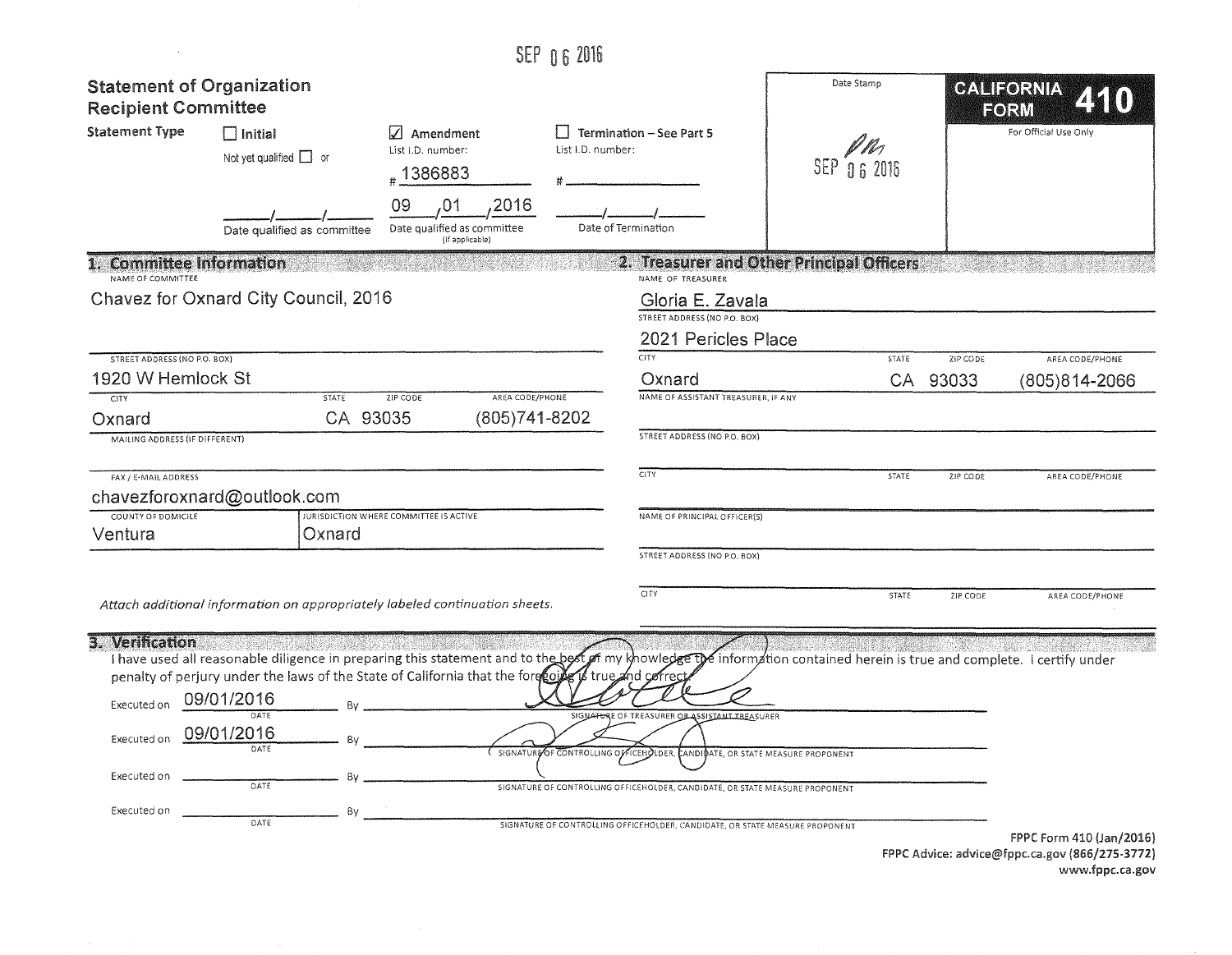SEP 06 2016

# Statement of Organization Recipient Committee

**CALIFORNIA FORM 410**

For Official Use Only

Date Stamp

SEP 06 2016

**Statement Type**

- [ ] **Initial** — Not yet qualified [ ] or ___/___/___ Date qualified as committee
- [x] **Amendment** — List I.D. number: # 1386883 — 09/01/2016 Date qualified as committee (If applicable)
- [ ] **Termination – See Part 5** — List I.D. number: # ______ — ___/___/___ Date of Termination

## 1. Committee Information

NAME OF COMMITTEE
Chavez for Oxnard City Council, 2016

| STREET ADDRESS (NO P.O. BOX) | | | |
|---|---|---|---|
| 1920 W Hemlock St | | | |
| **CITY** | **STATE** | **ZIP CODE** | **AREA CODE/PHONE** |
| Oxnard | CA | 93035 | (805)741-8202 |

MAILING ADDRESS (IF DIFFERENT)

FAX / E-MAIL ADDRESS
chavezforoxnard@outlook.com

| COUNTY OF DOMICILE | JURISDICTION WHERE COMMITTEE IS ACTIVE |
|---|---|
| Ventura | Oxnard |

*Attach additional information on appropriately labeled continuation sheets.*

## 2. Treasurer and Other Principal Officers

NAME OF TREASURER
Gloria E. Zavala

STREET ADDRESS (NO P.O. BOX)
2021 Pericles Place

| CITY | STATE | ZIP CODE | AREA CODE/PHONE |
|---|---|---|---|
| Oxnard | CA | 93033 | (805)814-2066 |

NAME OF ASSISTANT TREASURER, IF ANY

STREET ADDRESS (NO P.O. BOX)

| CITY | STATE | ZIP CODE | AREA CODE/PHONE |
|---|---|---|---|
| | | | |

NAME OF PRINCIPAL OFFICER(S)

STREET ADDRESS (NO P.O. BOX)

| CITY | STATE | ZIP CODE | AREA CODE/PHONE |
|---|---|---|---|
| | | | |

## 3. Verification

I have used all reasonable diligence in preparing this statement and to the best of my knowledge the information contained herein is true and complete. I certify under penalty of perjury under the laws of the State of California that the foregoing is true and correct.

Executed on 09/01/2016 (DATE) By ______ SIGNATURE OF TREASURER OR ASSISTANT TREASURER

Executed on 09/01/2016 (DATE) By ______ SIGNATURE OF CONTROLLING OFFICEHOLDER, CANDIDATE, OR STATE MEASURE PROPONENT

Executed on ______ (DATE) By ______ SIGNATURE OF CONTROLLING OFFICEHOLDER, CANDIDATE, OR STATE MEASURE PROPONENT

Executed on ______ (DATE) By ______ SIGNATURE OF CONTROLLING OFFICEHOLDER, CANDIDATE, OR STATE MEASURE PROPONENT

FPPC Form 410 (Jan/2016)
FPPC Advice: advice@fppc.ca.gov (866/275-3772)
www.fppc.ca.gov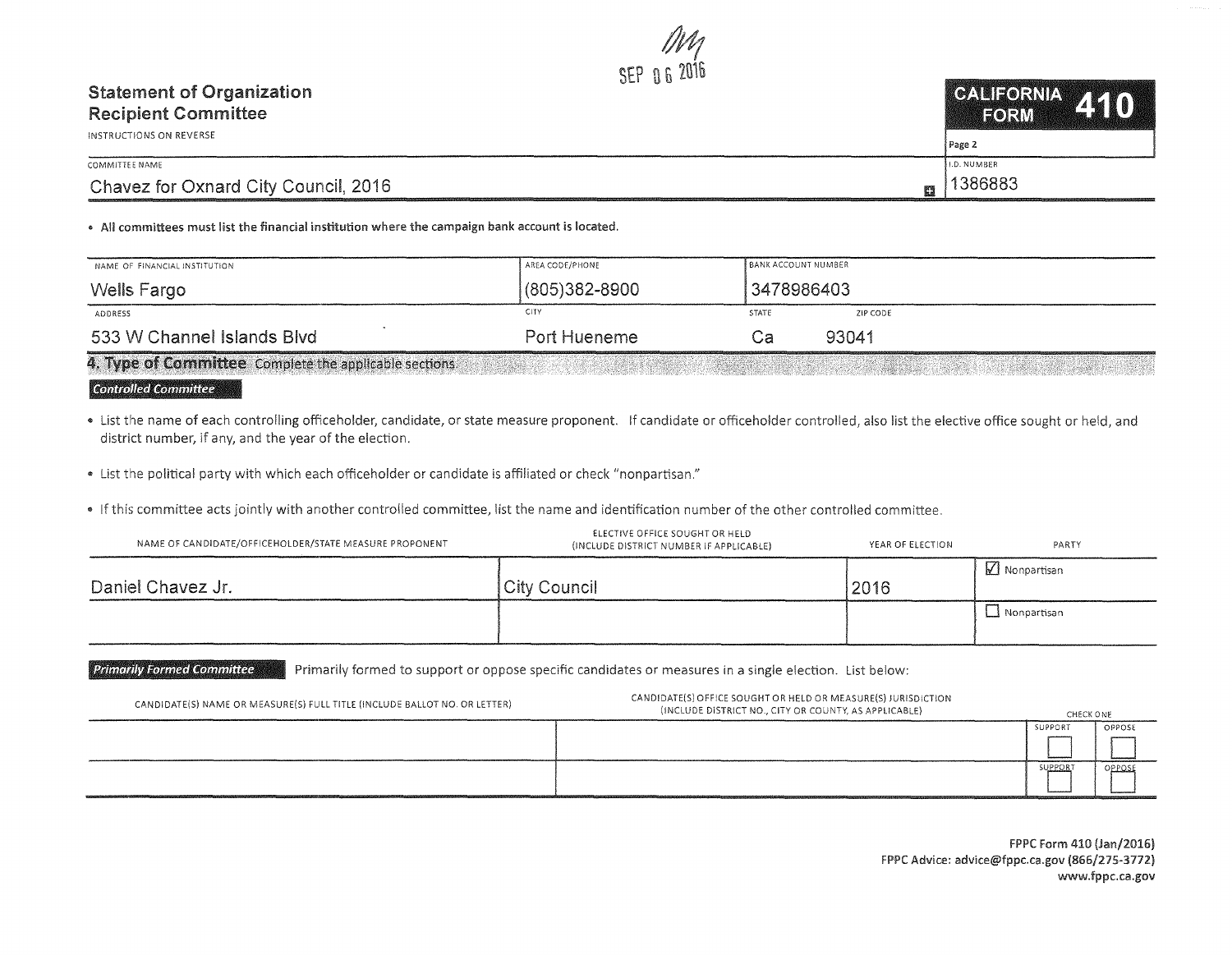SEP 06 2016

# Statement of Organization Recipient Committee

INSTRUCTIONS ON REVERSE

**CALIFORNIA FORM 410**

Page 2

| COMMITTEE NAME | I.D. NUMBER |
|---|---|
| Chavez for Oxnard City Council, 2016 | 1386883 |

• **All committees must list the financial institution where the campaign bank account is located.**

| NAME OF FINANCIAL INSTITUTION | AREA CODE/PHONE | BANK ACCOUNT NUMBER | |
|---|---|---|---|
| Wells Fargo | (805)382-8900 | 3478986403 | |
| **ADDRESS** | **CITY** | **STATE** | **ZIP CODE** |
| 533 W Channel Islands Blvd | Port Hueneme | Ca | 93041 |

## 4. Type of Committee Complete the applicable sections

### Controlled Committee

- List the name of each controlling officeholder, candidate, or state measure proponent. If candidate or officeholder controlled, also list the elective office sought or held, and district number, if any, and the year of the election.
- List the political party with which each officeholder or candidate is affiliated or check "nonpartisan."
- If this committee acts jointly with another controlled committee, list the name and identification number of the other controlled committee.

| NAME OF CANDIDATE/OFFICEHOLDER/STATE MEASURE PROPONENT | ELECTIVE OFFICE SOUGHT OR HELD (INCLUDE DISTRICT NUMBER IF APPLICABLE) | YEAR OF ELECTION | PARTY |
|---|---|---|---|
| Daniel Chavez Jr. | City Council | 2016 | ☑ Nonpartisan |
| | | | ☐ Nonpartisan |

### Primarily Formed Committee

Primarily formed to support or oppose specific candidates or measures in a single election. List below:

| CANDIDATE(S) NAME OR MEASURE(S) FULL TITLE (INCLUDE BALLOT NO. OR LETTER) | CANDIDATE(S) OFFICE SOUGHT OR HELD OR MEASURE(S) JURISDICTION (INCLUDE DISTRICT NO., CITY OR COUNTY, AS APPLICABLE) | CHECK ONE | |
|---|---|---|---|
| | | SUPPORT ☐ | OPPOSE ☐ |
| | | SUPPORT ☐ | OPPOSE ☐ |

FPPC Form 410 (Jan/2016)
FPPC Advice: advice@fppc.ca.gov (866/275-3772)
www.fppc.ca.gov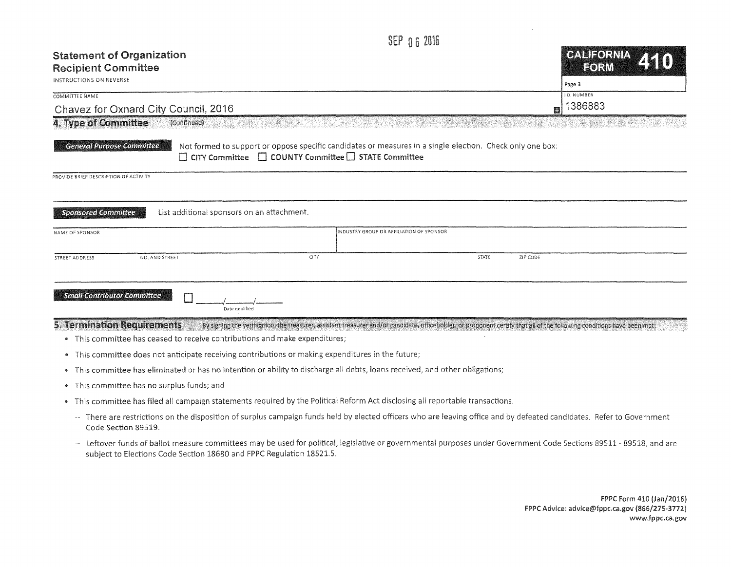SEP 06 2016

# Statement of Organization Recipient Committee

INSTRUCTIONS ON REVERSE

**CALIFORNIA FORM 410**

Page 3

COMMITTEE NAME

Chavez for Oxnard City Council, 2016

I.D. NUMBER

1386883

## 4. Type of Committee (Continued)

**General Purpose Committee**

Not formed to support or oppose specific candidates or measures in a single election. Check only one box:

☐ **CITY Committee** ☐ **COUNTY Committee** ☐ **STATE Committee**

PROVIDE BRIEF DESCRIPTION OF ACTIVITY

**Sponsored Committee**

List additional sponsors on an attachment.

NAME OF SPONSOR

INDUSTRY GROUP OR AFFILIATION OF SPONSOR

STREET ADDRESS NO. AND STREET CITY STATE ZIP CODE

**Small Contributor Committee**

☐ ____/____/____
Date qualified

## 5. Termination Requirements

By signing the verification, the treasurer, assistant treasurer and/or candidate, officeholder, or proponent certify that all of the following conditions have been met:

- This committee has ceased to receive contributions and make expenditures;
- This committee does not anticipate receiving contributions or making expenditures in the future;
- This committee has eliminated or has no intention or ability to discharge all debts, loans received, and other obligations;
- This committee has no surplus funds; and
- This committee has filed all campaign statements required by the Political Reform Act disclosing all reportable transactions.
  - -- There are restrictions on the disposition of surplus campaign funds held by elected officers who are leaving office and by defeated candidates. Refer to Government Code Section 89519.
  - -- Leftover funds of ballot measure committees may be used for political, legislative or governmental purposes under Government Code Sections 89511 - 89518, and are subject to Elections Code Section 18680 and FPPC Regulation 18521.5.

FPPC Form 410 (Jan/2016)
FPPC Advice: advice@fppc.ca.gov (866/275-3772)
www.fppc.ca.gov